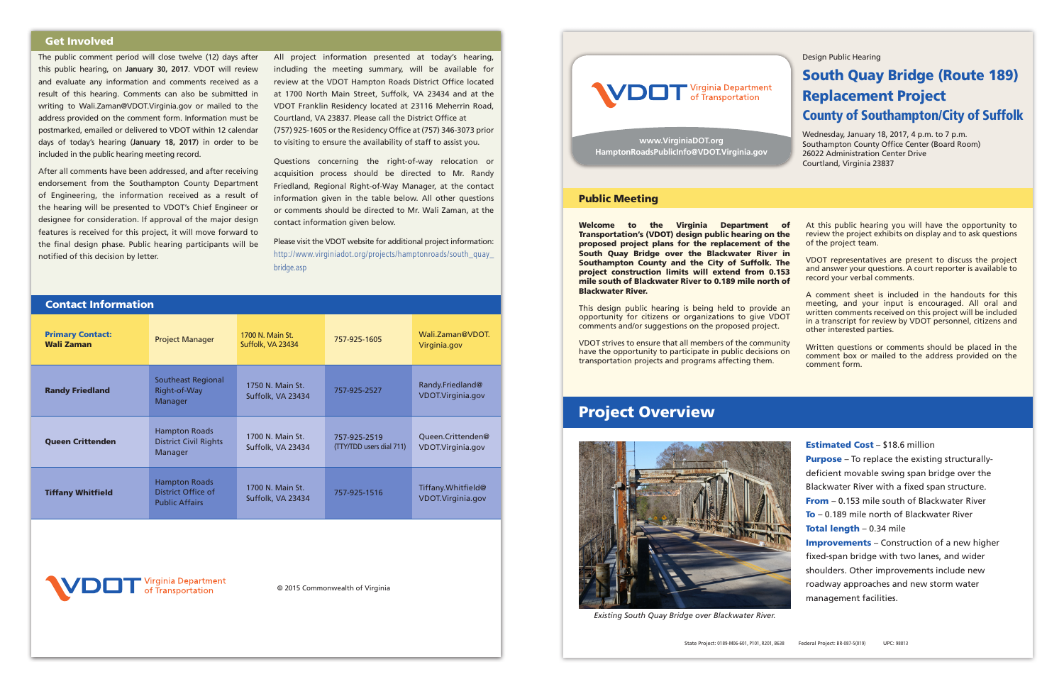## Get Involved

The public comment period will close twelve (12) days after this public hearing, on **January 30, 2017**. VDOT will review and evaluate any information and comments received as a result of this hearing. Comments can also be submitted in writing to Wali.Zaman@VDOT.Virginia.gov or mailed to the address provided on the comment form. Information must be postmarked, emailed or delivered to VDOT within 12 calendar days of today's hearing (**January 18, 2017**) in order to be included in the public hearing meeting record.

After all comments have been addressed, and after receiving endorsement from the Southampton County Department of Engineering, the information received as a result of the hearing will be presented to VDOT's Chief Engineer or designee for consideration. If approval of the major design features is received for this project, it will move forward to the final design phase. Public hearing participants will be notified of this decision by letter.

All project information presented at today's hearing, including the meeting summary, will be available for review at the VDOT Hampton Roads District Office located at 1700 North Main Street, Suffolk, VA 23434 and at the VDOT Franklin Residency located at 23116 Meherrin Road, Courtland, VA 23837. Please call the District Office at (757) 925-1605 or the Residency Office at (757) 346-3073 prior to visiting to ensure the availability of staff to assist you.

Questions concerning the right-of-way relocation or acquisition process should be directed to Mr. Randy Friedland, Regional Right-of-Way Manager, at the contact information given in the table below. All other questions or comments should be directed to Mr. Wali Zaman, at the contact information given below.

Please visit the VDOT website for additional project information: http://www.virginiadot.org/projects/hamptonroads/south_quay_bridge.asp

## Contact Information

| Name | Title | Address | Phone | Email |
|---|---|---|---|---|
| **Primary Contact: Wali Zaman** | Project Manager | 1700 N. Main St. Suffolk, VA 23434 | 757-925-1605 | Wali.Zaman@VDOT.Virginia.gov |
| **Randy Friedland** | Southeast Regional Right-of-Way Manager | 1750 N. Main St. Suffolk, VA 23434 | 757-925-2527 | Randy.Friedland@VDOT.Virginia.gov |
| **Queen Crittenden** | Hampton Roads District Civil Rights Manager | 1700 N. Main St. Suffolk, VA 23434 | 757-925-2519 (TTY/TDD users dial 711) | Queen.Crittenden@VDOT.Virginia.gov |
| **Tiffany Whitfield** | Hampton Roads District Office of Public Affairs | 1700 N. Main St. Suffolk, VA 23434 | 757-925-1516 | Tiffany.Whitfield@VDOT.Virginia.gov |

VDOT Virginia Department of Transportation

© 2015 Commonwealth of Virginia

VDOT Virginia Department of Transportation

www.VirginiaDOT.org
HamptonRoadsPublicInfo@VDOT.Virginia.gov

Design Public Hearing

# South Quay Bridge (Route 189) Replacement Project

### County of Southampton/City of Suffolk

Wednesday, January 18, 2017, 4 p.m. to 7 p.m.
Southampton County Office Center (Board Room)
26022 Administration Center Drive
Courtland, Virginia 23837

## Public Meeting

**Welcome to the Virginia Department of Transportation's (VDOT) design public hearing on the proposed project plans for the replacement of the South Quay Bridge over the Blackwater River in Southampton County and the City of Suffolk. The project construction limits will extend from 0.153 mile south of Blackwater River to 0.189 mile north of Blackwater River.**

This design public hearing is being held to provide an opportunity for citizens or organizations to give VDOT comments and/or suggestions on the proposed project.

VDOT strives to ensure that all members of the community have the opportunity to participate in public decisions on transportation projects and programs affecting them.

At this public hearing you will have the opportunity to review the project exhibits on display and to ask questions of the project team.

VDOT representatives are present to discuss the project and answer your questions. A court reporter is available to record your verbal comments.

A comment sheet is included in the handouts for this meeting, and your input is encouraged. All oral and written comments received on this project will be included in a transcript for review by VDOT personnel, citizens and other interested parties.

Written questions or comments should be placed in the comment box or mailed to the address provided on the comment form.

## Project Overview

*Existing South Quay Bridge over Blackwater River.*

**Estimated Cost** – $18.6 million
**Purpose** – To replace the existing structurally-deficient movable swing span bridge over the Blackwater River with a fixed span structure.
**From** – 0.153 mile south of Blackwater River
**To** – 0.189 mile north of Blackwater River
**Total length** – 0.34 mile
**Improvements** – Construction of a new higher fixed-span bridge with two lanes, and wider shoulders. Other improvements include new roadway approaches and new storm water management facilities.

State Project: 0189-M06-601, P101, R201, B638 Federal Project: BR-087-5(019) UPC: 98813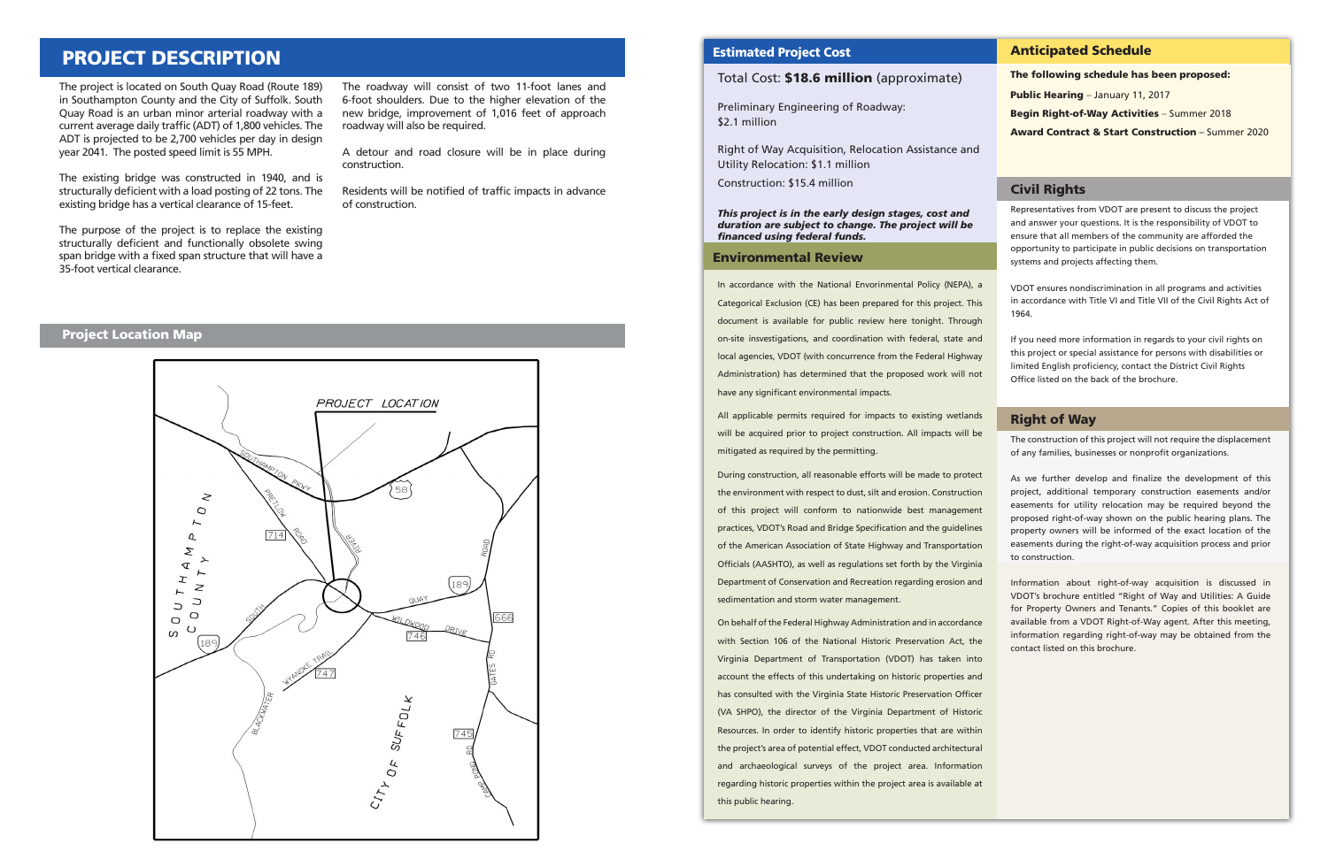# PROJECT DESCRIPTION

The project is located on South Quay Road (Route 189) in Southampton County and the City of Suffolk. South Quay Road is an urban minor arterial roadway with a current average daily traffic (ADT) of 1,800 vehicles. The ADT is projected to be 2,700 vehicles per day in design year 2041. The posted speed limit is 55 MPH.

The existing bridge was constructed in 1940, and is structurally deficient with a load posting of 22 tons. The existing bridge has a vertical clearance of 15-feet.

The purpose of the project is to replace the existing structurally deficient and functionally obsolete swing span bridge with a fixed span structure that will have a 35-foot vertical clearance.

The roadway will consist of two 11-foot lanes and 6-foot shoulders. Due to the higher elevation of the new bridge, improvement of 1,016 feet of approach roadway will also be required.

A detour and road closure will be in place during construction.

Residents will be notified of traffic impacts in advance of construction.

## Project Location Map

PROJECT LOCATION

SOUTHAMPTON COUNTY

CITY OF SUFFOLK

SOUTHAMPTON PKWY

PRETLOW ROAD

RIVER

ROAD

QUAY

SOUTH

WILDWOOD DRIVE

WYANOKE TRAIL

BLACKWATER

GATES RD

CAMP POND RD

58

714

189

666

746

747

189

745

## Estimated Project Cost

Total Cost: **$18.6 million** (approximate)

Preliminary Engineering of Roadway: $2.1 million

Right of Way Acquisition, Relocation Assistance and Utility Relocation: $1.1 million

Construction: $15.4 million

***This project is in the early design stages, cost and duration are subject to change. The project will be financed using federal funds.***

## Environmental Review

In accordance with the National Envorinmental Policy (NEPA), a Categorical Exclusion (CE) has been prepared for this project. This document is available for public review here tonight. Through on-site insvestigations, and coordination with federal, state and local agencies, VDOT (with concurrence from the Federal Highway Administration) has determined that the proposed work will not have any significant environmental impacts.

All applicable permits required for impacts to existing wetlands will be acquired prior to project construction. All impacts will be mitigated as required by the permitting.

During construction, all reasonable efforts will be made to protect the environment with respect to dust, silt and erosion. Construction of this project will conform to nationwide best management practices, VDOT's Road and Bridge Specification and the guidelines of the American Association of State Highway and Transportation Officials (AASHTO), as well as regulations set forth by the Virginia Department of Conservation and Recreation regarding erosion and sedimentation and storm water management.

On behalf of the Federal Highway Administration and in accordance with Section 106 of the National Historic Preservation Act, the Virginia Department of Transportation (VDOT) has taken into account the effects of this undertaking on historic properties and has consulted with the Virginia State Historic Preservation Officer (VA SHPO), the director of the Virginia Department of Historic Resources. In order to identify historic properties that are within the project's area of potential effect, VDOT conducted architectural and archaeological surveys of the project area. Information regarding historic properties within the project area is available at this public hearing.

## Anticipated Schedule

**The following schedule has been proposed:**

**Public Hearing** – January 11, 2017

**Begin Right-of-Way Activities** – Summer 2018

**Award Contract & Start Construction** – Summer 2020

## Civil Rights

Representatives from VDOT are present to discuss the project and answer your questions. It is the responsibility of VDOT to ensure that all members of the community are afforded the opportunity to participate in public decisions on transportation systems and projects affecting them.

VDOT ensures nondiscrimination in all programs and activities in accordance with Title VI and Title VII of the Civil Rights Act of 1964.

If you need more information in regards to your civil rights on this project or special assistance for persons with disabilities or limited English proficiency, contact the District Civil Rights Office listed on the back of the brochure.

## Right of Way

The construction of this project will not require the displacement of any families, businesses or nonprofit organizations.

As we further develop and finalize the development of this project, additional temporary construction easements and/or easements for utility relocation may be required beyond the proposed right-of-way shown on the public hearing plans. The property owners will be informed of the exact location of the easements during the right-of-way acquisition process and prior to construction.

Information about right-of-way acquisition is discussed in VDOT's brochure entitled "Right of Way and Utilities: A Guide for Property Owners and Tenants." Copies of this booklet are available from a VDOT Right-of-Way agent. After this meeting, information regarding right-of-way may be obtained from the contact listed on this brochure.